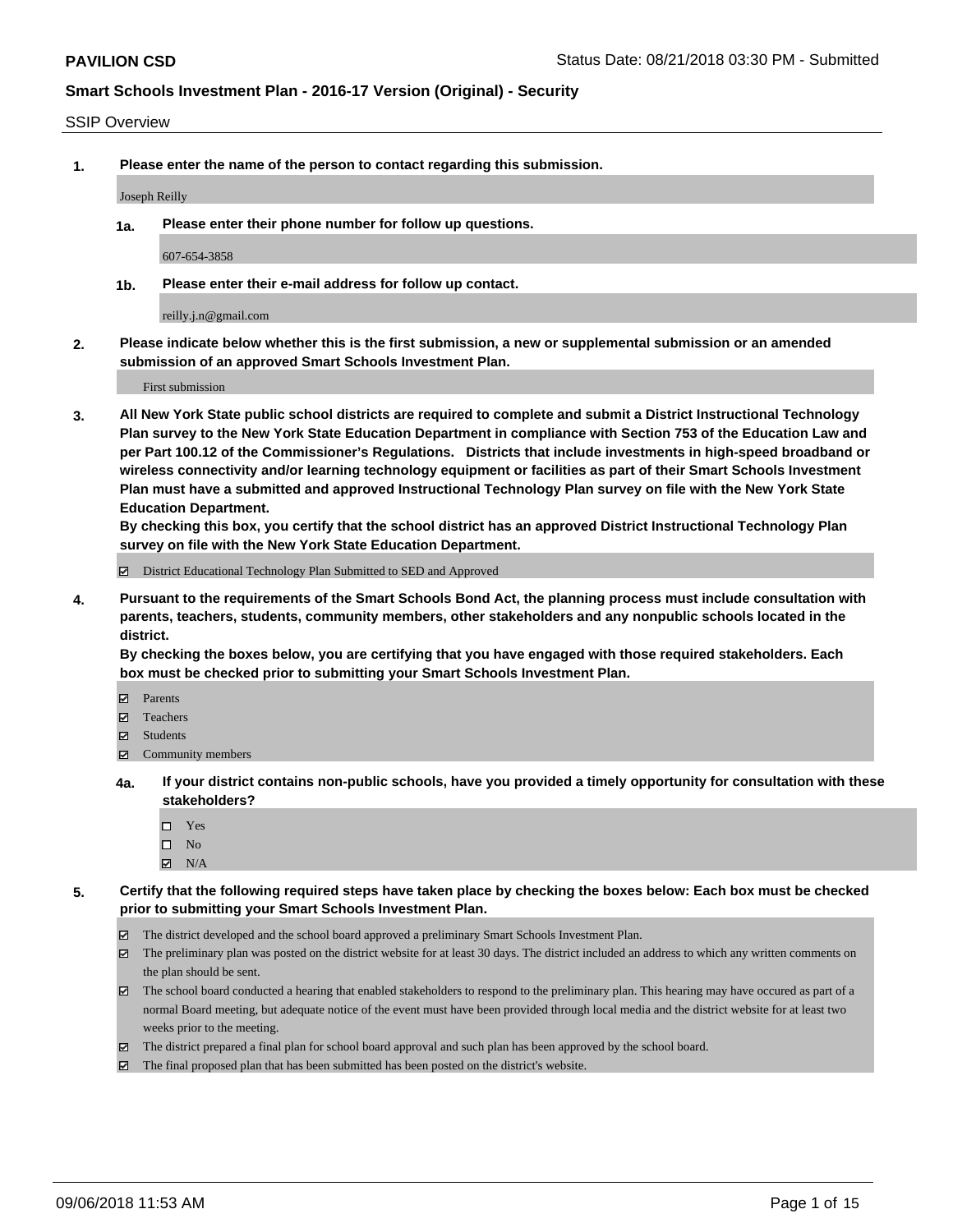**PAVILION CSD** Status Date: 08/21/2018 03:30 PM - Submitted

**Smart Schools Investment Plan - 2016-17 Version (Original) - Security**

SSIP Overview

1. **Please enter the name of the person to contact regarding this submission.**

   Joseph Reilly

   1a. **Please enter their phone number for follow up questions.**

   607-654-3858

   1b. **Please enter their e-mail address for follow up contact.**

   reilly.j.n@gmail.com

2. **Please indicate below whether this is the first submission, a new or supplemental submission or an amended submission of an approved Smart Schools Investment Plan.**

   First submission

3. **All New York State public school districts are required to complete and submit a District Instructional Technology Plan survey to the New York State Education Department in compliance with Section 753 of the Education Law and per Part 100.12 of the Commissioner's Regulations. Districts that include investments in high-speed broadband or wireless connectivity and/or learning technology equipment or facilities as part of their Smart Schools Investment Plan must have a submitted and approved Instructional Technology Plan survey on file with the New York State Education Department.**
   **By checking this box, you certify that the school district has an approved District Instructional Technology Plan survey on file with the New York State Education Department.**

   ☑ District Educational Technology Plan Submitted to SED and Approved

4. **Pursuant to the requirements of the Smart Schools Bond Act, the planning process must include consultation with parents, teachers, students, community members, other stakeholders and any nonpublic schools located in the district.**
   **By checking the boxes below, you are certifying that you have engaged with those required stakeholders. Each box must be checked prior to submitting your Smart Schools Investment Plan.**

   ☑ Parents
   ☑ Teachers
   ☑ Students
   ☑ Community members

   4a. **If your district contains non-public schools, have you provided a timely opportunity for consultation with these stakeholders?**

   ☐ Yes
   ☐ No
   ☑ N/A

5. **Certify that the following required steps have taken place by checking the boxes below: Each box must be checked prior to submitting your Smart Schools Investment Plan.**

   ☑ The district developed and the school board approved a preliminary Smart Schools Investment Plan.
   ☑ The preliminary plan was posted on the district website for at least 30 days. The district included an address to which any written comments on the plan should be sent.
   ☑ The school board conducted a hearing that enabled stakeholders to respond to the preliminary plan. This hearing may have occured as part of a normal Board meeting, but adequate notice of the event must have been provided through local media and the district website for at least two weeks prior to the meeting.
   ☑ The district prepared a final plan for school board approval and such plan has been approved by the school board.
   ☑ The final proposed plan that has been submitted has been posted on the district's website.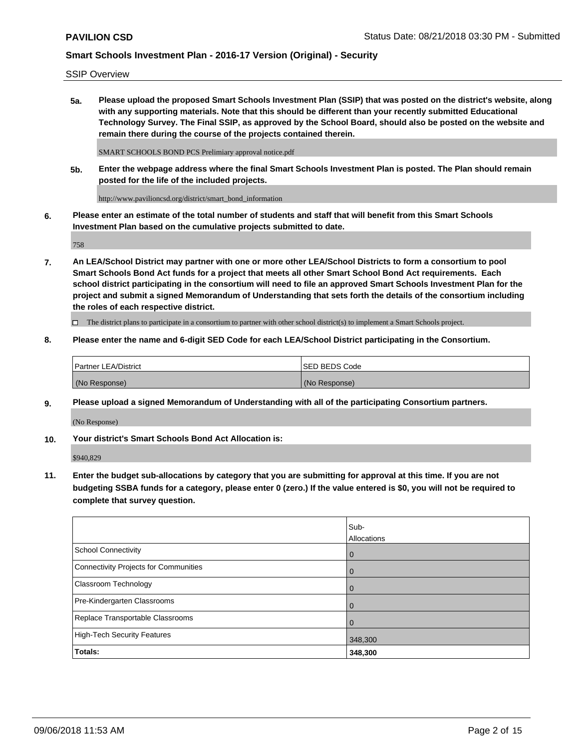SSIP Overview

**5a. Please upload the proposed Smart Schools Investment Plan (SSIP) that was posted on the district's website, along with any supporting materials. Note that this should be different than your recently submitted Educational Technology Survey. The Final SSIP, as approved by the School Board, should also be posted on the website and remain there during the course of the projects contained therein.**

SMART SCHOOLS BOND PCS Prelimiary approval notice.pdf

**5b. Enter the webpage address where the final Smart Schools Investment Plan is posted. The Plan should remain posted for the life of the included projects.**

http://www.pavilioncsd.org/district/smart_bond_information

**6. Please enter an estimate of the total number of students and staff that will benefit from this Smart Schools Investment Plan based on the cumulative projects submitted to date.**

758

**7. An LEA/School District may partner with one or more other LEA/School Districts to form a consortium to pool Smart Schools Bond Act funds for a project that meets all other Smart School Bond Act requirements. Each school district participating in the consortium will need to file an approved Smart Schools Investment Plan for the project and submit a signed Memorandum of Understanding that sets forth the details of the consortium including the roles of each respective district.**

☐ The district plans to participate in a consortium to partner with other school district(s) to implement a Smart Schools project.

**8. Please enter the name and 6-digit SED Code for each LEA/School District participating in the Consortium.**

| Partner LEA/District | SED BEDS Code |
| --- | --- |
| (No Response) | (No Response) |

**9. Please upload a signed Memorandum of Understanding with all of the participating Consortium partners.**

(No Response)

**10. Your district's Smart Schools Bond Act Allocation is:**

$940,829

**11. Enter the budget sub-allocations by category that you are submitting for approval at this time. If you are not budgeting SSBA funds for a category, please enter 0 (zero.) If the value entered is $0, you will not be required to complete that survey question.**

| | Sub-Allocations |
| --- | --- |
| School Connectivity | 0 |
| Connectivity Projects for Communities | 0 |
| Classroom Technology | 0 |
| Pre-Kindergarten Classrooms | 0 |
| Replace Transportable Classrooms | 0 |
| High-Tech Security Features | 348,300 |
| **Totals:** | **348,300** |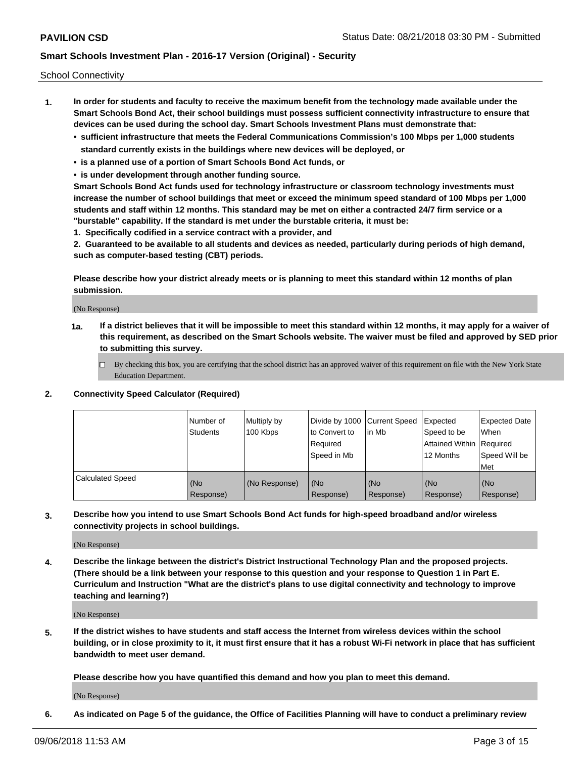School Connectivity

1. **In order for students and faculty to receive the maximum benefit from the technology made available under the Smart Schools Bond Act, their school buildings must possess sufficient connectivity infrastructure to ensure that devices can be used during the school day. Smart Schools Investment Plans must demonstrate that:**
   - **sufficient infrastructure that meets the Federal Communications Commission's 100 Mbps per 1,000 students standard currently exists in the buildings where new devices will be deployed, or**
   - **is a planned use of a portion of Smart Schools Bond Act funds, or**
   - **is under development through another funding source.**

   **Smart Schools Bond Act funds used for technology infrastructure or classroom technology investments must increase the number of school buildings that meet or exceed the minimum speed standard of 100 Mbps per 1,000 students and staff within 12 months. This standard may be met on either a contracted 24/7 firm service or a "burstable" capability. If the standard is met under the burstable criteria, it must be:**

   **1. Specifically codified in a service contract with a provider, and**

   **2. Guaranteed to be available to all students and devices as needed, particularly during periods of high demand, such as computer-based testing (CBT) periods.**

   **Please describe how your district already meets or is planning to meet this standard within 12 months of plan submission.**

   (No Response)

   **1a. If a district believes that it will be impossible to meet this standard within 12 months, it may apply for a waiver of this requirement, as described on the Smart Schools website. The waiver must be filed and approved by SED prior to submitting this survey.**

   ☐ By checking this box, you are certifying that the school district has an approved waiver of this requirement on file with the New York State Education Department.

2. **Connectivity Speed Calculator (Required)**

| | Number of Students | Multiply by 100 Kbps | Divide by 1000 to Convert to Required Speed in Mb | Current Speed in Mb | Expected Speed to be Attained Within 12 Months | Expected Date When Required Speed Will be Met |
|---|---|---|---|---|---|---|
| Calculated Speed | (No Response) | (No Response) | (No Response) | (No Response) | (No Response) | (No Response) |

3. **Describe how you intend to use Smart Schools Bond Act funds for high-speed broadband and/or wireless connectivity projects in school buildings.**

   (No Response)

4. **Describe the linkage between the district's District Instructional Technology Plan and the proposed projects. (There should be a link between your response to this question and your response to Question 1 in Part E. Curriculum and Instruction "What are the district's plans to use digital connectivity and technology to improve teaching and learning?)**

   (No Response)

5. **If the district wishes to have students and staff access the Internet from wireless devices within the school building, or in close proximity to it, it must first ensure that it has a robust Wi-Fi network in place that has sufficient bandwidth to meet user demand.**

   **Please describe how you have quantified this demand and how you plan to meet this demand.**

   (No Response)

6. **As indicated on Page 5 of the guidance, the Office of Facilities Planning will have to conduct a preliminary review**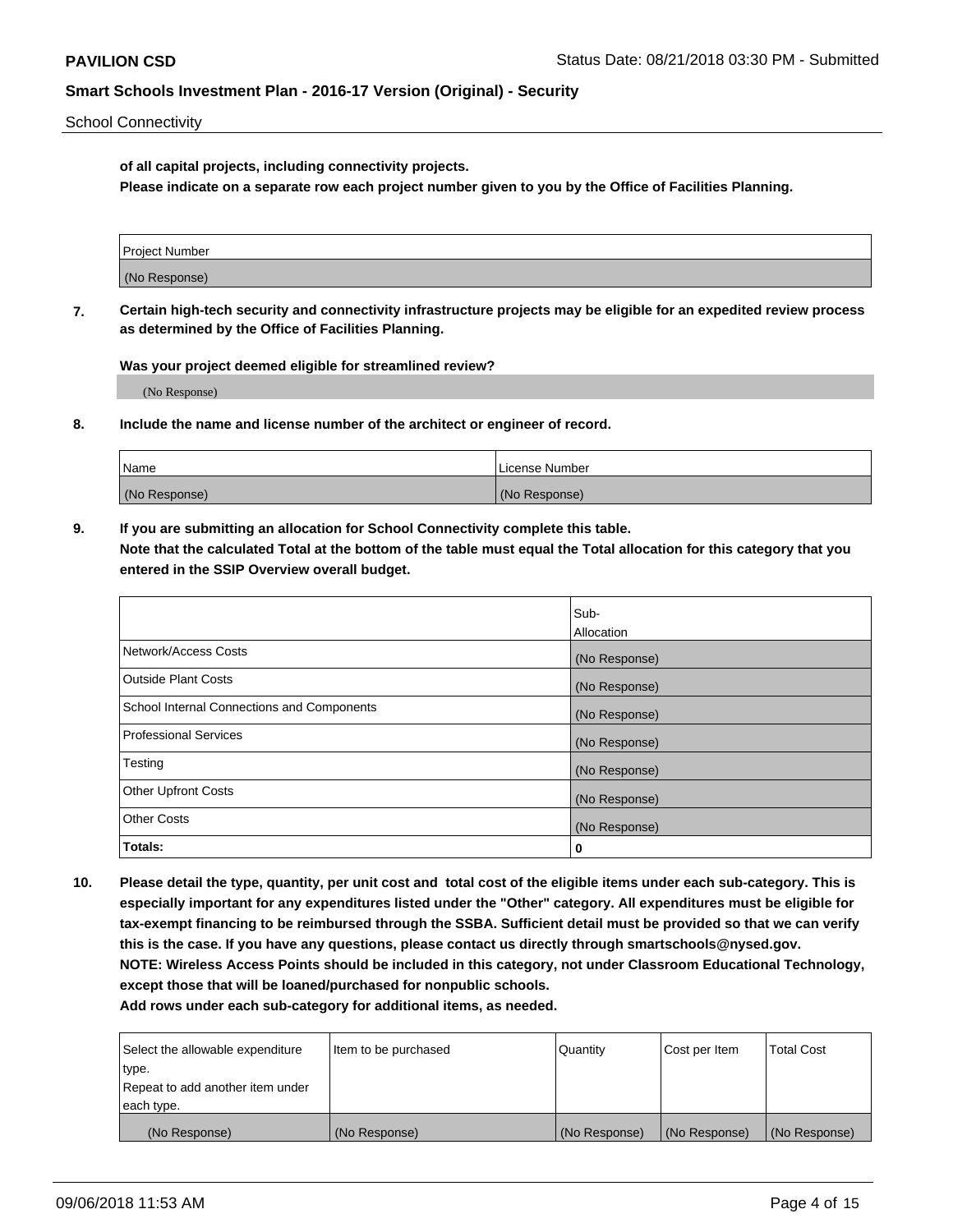of all capital projects, including connectivity projects.

**Please indicate on a separate row each project number given to you by the Office of Facilities Planning.**

| Project Number |
|---|
| (No Response) |

**7. Certain high-tech security and connectivity infrastructure projects may be eligible for an expedited review process as determined by the Office of Facilities Planning.**

**Was your project deemed eligible for streamlined review?**

(No Response)

**8. Include the name and license number of the architect or engineer of record.**

| Name | License Number |
|---|---|
| (No Response) | (No Response) |

**9. If you are submitting an allocation for School Connectivity complete this table.**
**Note that the calculated Total at the bottom of the table must equal the Total allocation for this category that you entered in the SSIP Overview overall budget.**

| | Sub-Allocation |
|---|---|
| Network/Access Costs | (No Response) |
| Outside Plant Costs | (No Response) |
| School Internal Connections and Components | (No Response) |
| Professional Services | (No Response) |
| Testing | (No Response) |
| Other Upfront Costs | (No Response) |
| Other Costs | (No Response) |
| **Totals:** | **0** |

**10. Please detail the type, quantity, per unit cost and total cost of the eligible items under each sub-category. This is especially important for any expenditures listed under the "Other" category. All expenditures must be eligible for tax-exempt financing to be reimbursed through the SSBA. Sufficient detail must be provided so that we can verify this is the case. If you have any questions, please contact us directly through smartschools@nysed.gov.**
**NOTE: Wireless Access Points should be included in this category, not under Classroom Educational Technology, except those that will be loaned/purchased for nonpublic schools.**
**Add rows under each sub-category for additional items, as needed.**

| Select the allowable expenditure type. Repeat to add another item under each type. | Item to be purchased | Quantity | Cost per Item | Total Cost |
|---|---|---|---|---|
| (No Response) | (No Response) | (No Response) | (No Response) | (No Response) |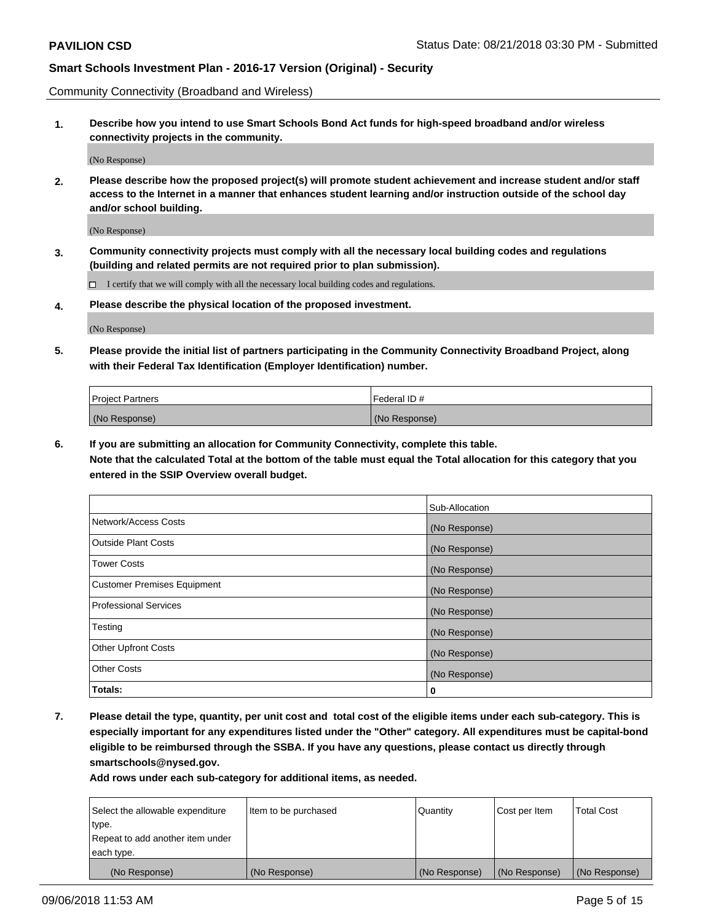Community Connectivity (Broadband and Wireless)

**1. Describe how you intend to use Smart Schools Bond Act funds for high-speed broadband and/or wireless connectivity projects in the community.**

(No Response)

**2. Please describe how the proposed project(s) will promote student achievement and increase student and/or staff access to the Internet in a manner that enhances student learning and/or instruction outside of the school day and/or school building.**

(No Response)

**3. Community connectivity projects must comply with all the necessary local building codes and regulations (building and related permits are not required prior to plan submission).**

☐ I certify that we will comply with all the necessary local building codes and regulations.

**4. Please describe the physical location of the proposed investment.**

(No Response)

**5. Please provide the initial list of partners participating in the Community Connectivity Broadband Project, along with their Federal Tax Identification (Employer Identification) number.**

| Project Partners | Federal ID # |
|---|---|
| (No Response) | (No Response) |

**6. If you are submitting an allocation for Community Connectivity, complete this table.**
**Note that the calculated Total at the bottom of the table must equal the Total allocation for this category that you entered in the SSIP Overview overall budget.**

| | Sub-Allocation |
|---|---|
| Network/Access Costs | (No Response) |
| Outside Plant Costs | (No Response) |
| Tower Costs | (No Response) |
| Customer Premises Equipment | (No Response) |
| Professional Services | (No Response) |
| Testing | (No Response) |
| Other Upfront Costs | (No Response) |
| Other Costs | (No Response) |
| **Totals:** | **0** |

**7. Please detail the type, quantity, per unit cost and total cost of the eligible items under each sub-category. This is especially important for any expenditures listed under the "Other" category. All expenditures must be capital-bond eligible to be reimbursed through the SSBA. If you have any questions, please contact us directly through smartschools@nysed.gov.**

**Add rows under each sub-category for additional items, as needed.**

| Select the allowable expenditure type. Repeat to add another item under each type. | Item to be purchased | Quantity | Cost per Item | Total Cost |
|---|---|---|---|---|
| (No Response) | (No Response) | (No Response) | (No Response) | (No Response) |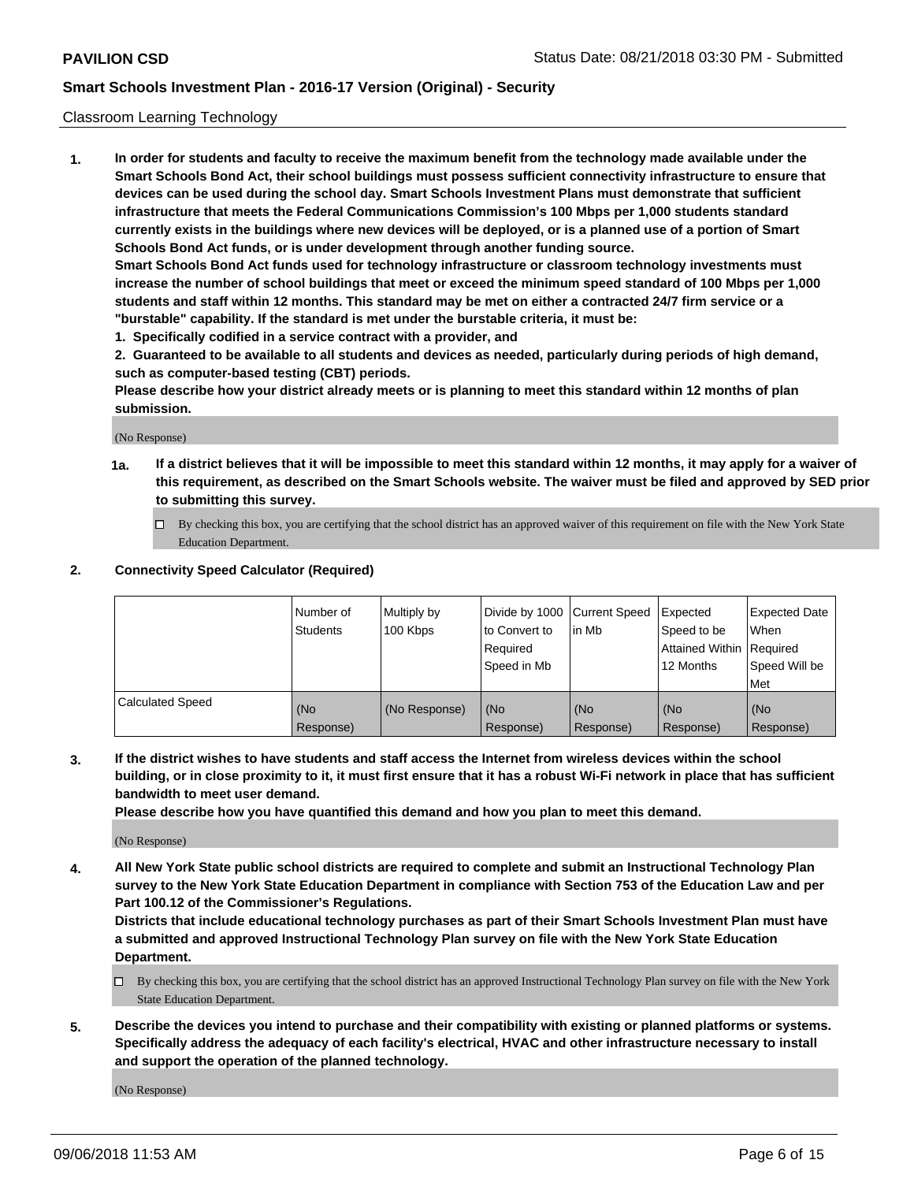Classroom Learning Technology

**1. In order for students and faculty to receive the maximum benefit from the technology made available under the Smart Schools Bond Act, their school buildings must possess sufficient connectivity infrastructure to ensure that devices can be used during the school day. Smart Schools Investment Plans must demonstrate that sufficient infrastructure that meets the Federal Communications Commission's 100 Mbps per 1,000 students standard currently exists in the buildings where new devices will be deployed, or is a planned use of a portion of Smart Schools Bond Act funds, or is under development through another funding source.**

**Smart Schools Bond Act funds used for technology infrastructure or classroom technology investments must increase the number of school buildings that meet or exceed the minimum speed standard of 100 Mbps per 1,000 students and staff within 12 months. This standard may be met on either a contracted 24/7 firm service or a "burstable" capability. If the standard is met under the burstable criteria, it must be:**

**1. Specifically codified in a service contract with a provider, and**

**2. Guaranteed to be available to all students and devices as needed, particularly during periods of high demand, such as computer-based testing (CBT) periods.**

**Please describe how your district already meets or is planning to meet this standard within 12 months of plan submission.**

(No Response)

**1a. If a district believes that it will be impossible to meet this standard within 12 months, it may apply for a waiver of this requirement, as described on the Smart Schools website. The waiver must be filed and approved by SED prior to submitting this survey.**

☐ By checking this box, you are certifying that the school district has an approved waiver of this requirement on file with the New York State Education Department.

**2. Connectivity Speed Calculator (Required)**

| | Number of Students | Multiply by 100 Kbps | Divide by 1000 to Convert to Required Speed in Mb | Current Speed in Mb | Expected Speed to be Attained Within 12 Months | Expected Date When Required Speed Will be Met |
|---|---|---|---|---|---|---|
| Calculated Speed | (No Response) | (No Response) | (No Response) | (No Response) | (No Response) | (No Response) |

**3. If the district wishes to have students and staff access the Internet from wireless devices within the school building, or in close proximity to it, it must first ensure that it has a robust Wi-Fi network in place that has sufficient bandwidth to meet user demand.**

**Please describe how you have quantified this demand and how you plan to meet this demand.**

(No Response)

**4. All New York State public school districts are required to complete and submit an Instructional Technology Plan survey to the New York State Education Department in compliance with Section 753 of the Education Law and per Part 100.12 of the Commissioner's Regulations.**

**Districts that include educational technology purchases as part of their Smart Schools Investment Plan must have a submitted and approved Instructional Technology Plan survey on file with the New York State Education Department.**

☐ By checking this box, you are certifying that the school district has an approved Instructional Technology Plan survey on file with the New York State Education Department.

**5. Describe the devices you intend to purchase and their compatibility with existing or planned platforms or systems. Specifically address the adequacy of each facility's electrical, HVAC and other infrastructure necessary to install and support the operation of the planned technology.**

(No Response)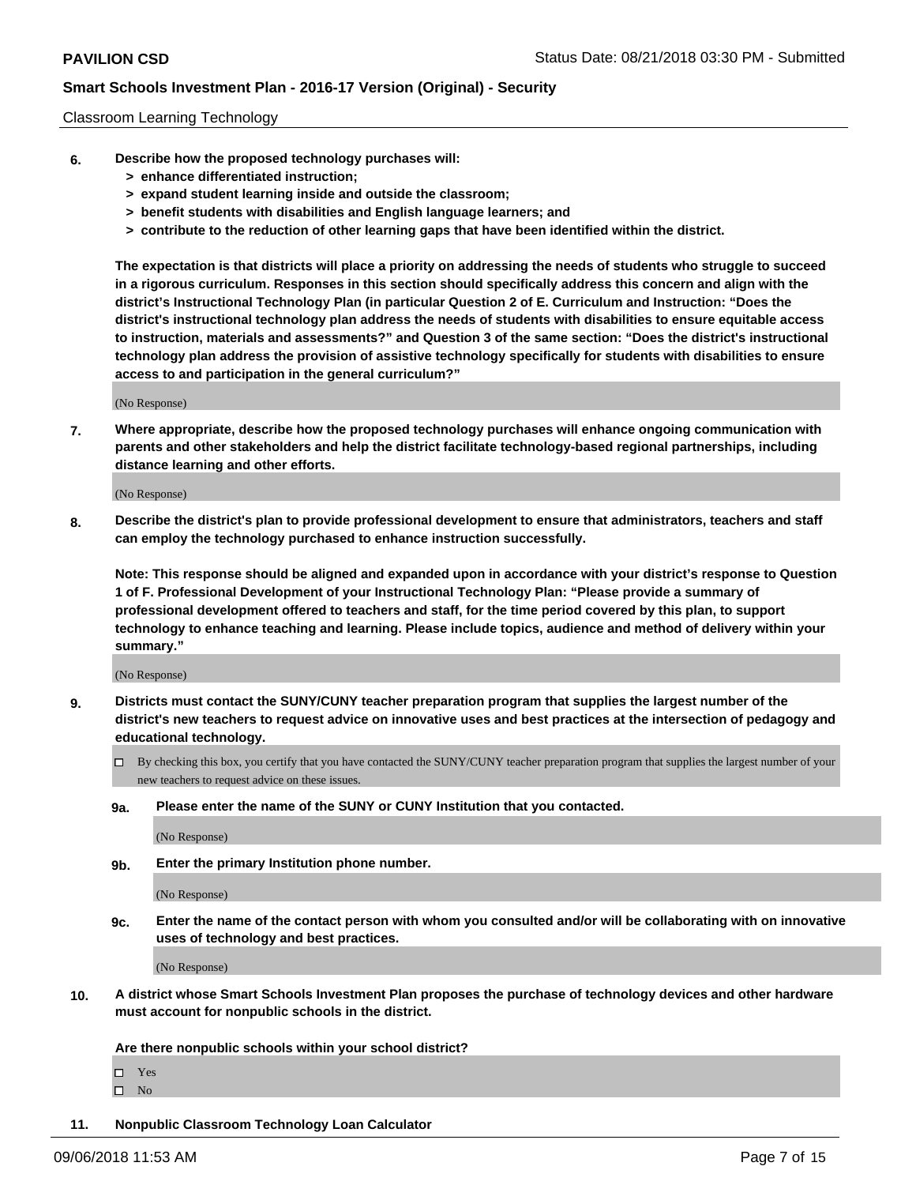Classroom Learning Technology

**6. Describe how the proposed technology purchases will:**
  - **> enhance differentiated instruction;**
  - **> expand student learning inside and outside the classroom;**
  - **> benefit students with disabilities and English language learners; and**
  - **> contribute to the reduction of other learning gaps that have been identified within the district.**

**The expectation is that districts will place a priority on addressing the needs of students who struggle to succeed in a rigorous curriculum. Responses in this section should specifically address this concern and align with the district's Instructional Technology Plan (in particular Question 2 of E. Curriculum and Instruction: "Does the district's instructional technology plan address the needs of students with disabilities to ensure equitable access to instruction, materials and assessments?" and Question 3 of the same section: "Does the district's instructional technology plan address the provision of assistive technology specifically for students with disabilities to ensure access to and participation in the general curriculum?"**

(No Response)

**7. Where appropriate, describe how the proposed technology purchases will enhance ongoing communication with parents and other stakeholders and help the district facilitate technology-based regional partnerships, including distance learning and other efforts.**

(No Response)

**8. Describe the district's plan to provide professional development to ensure that administrators, teachers and staff can employ the technology purchased to enhance instruction successfully.**

**Note: This response should be aligned and expanded upon in accordance with your district's response to Question 1 of F. Professional Development of your Instructional Technology Plan: "Please provide a summary of professional development offered to teachers and staff, for the time period covered by this plan, to support technology to enhance teaching and learning. Please include topics, audience and method of delivery within your summary."**

(No Response)

**9. Districts must contact the SUNY/CUNY teacher preparation program that supplies the largest number of the district's new teachers to request advice on innovative uses and best practices at the intersection of pedagogy and educational technology.**

☐ By checking this box, you certify that you have contacted the SUNY/CUNY teacher preparation program that supplies the largest number of your new teachers to request advice on these issues.

**9a. Please enter the name of the SUNY or CUNY Institution that you contacted.**

(No Response)

**9b. Enter the primary Institution phone number.**

(No Response)

**9c. Enter the name of the contact person with whom you consulted and/or will be collaborating with on innovative uses of technology and best practices.**

(No Response)

**10. A district whose Smart Schools Investment Plan proposes the purchase of technology devices and other hardware must account for nonpublic schools in the district.**

**Are there nonpublic schools within your school district?**

☐ Yes
☐ No

**11. Nonpublic Classroom Technology Loan Calculator**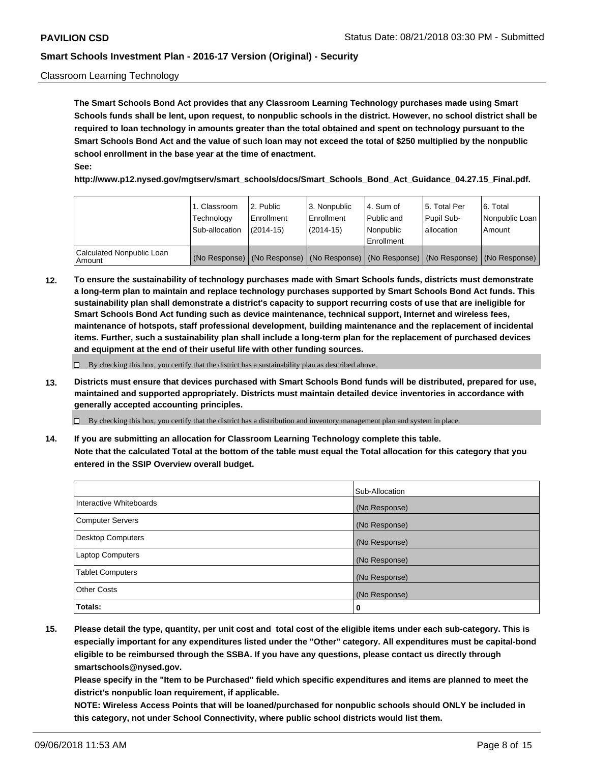Classroom Learning Technology

**The Smart Schools Bond Act provides that any Classroom Learning Technology purchases made using Smart Schools funds shall be lent, upon request, to nonpublic schools in the district. However, no school district shall be required to loan technology in amounts greater than the total obtained and spent on technology pursuant to the Smart Schools Bond Act and the value of such loan may not exceed the total of $250 multiplied by the nonpublic school enrollment in the base year at the time of enactment.**

**See:**

**http://www.p12.nysed.gov/mgtserv/smart_schools/docs/Smart_Schools_Bond_Act_Guidance_04.27.15_Final.pdf.**

| | 1. Classroom Technology Sub-allocation | 2. Public Enrollment (2014-15) | 3. Nonpublic Enrollment (2014-15) | 4. Sum of Public and Nonpublic Enrollment | 5. Total Per Pupil Sub-allocation | 6. Total Nonpublic Loan Amount |
|---|---|---|---|---|---|---|
| Calculated Nonpublic Loan Amount | (No Response) | (No Response) | (No Response) | (No Response) | (No Response) | (No Response) |

**12. To ensure the sustainability of technology purchases made with Smart Schools funds, districts must demonstrate a long-term plan to maintain and replace technology purchases supported by Smart Schools Bond Act funds. This sustainability plan shall demonstrate a district's capacity to support recurring costs of use that are ineligible for Smart Schools Bond Act funding such as device maintenance, technical support, Internet and wireless fees, maintenance of hotspots, staff professional development, building maintenance and the replacement of incidental items. Further, such a sustainability plan shall include a long-term plan for the replacement of purchased devices and equipment at the end of their useful life with other funding sources.**

☐ By checking this box, you certify that the district has a sustainability plan as described above.

**13. Districts must ensure that devices purchased with Smart Schools Bond funds will be distributed, prepared for use, maintained and supported appropriately. Districts must maintain detailed device inventories in accordance with generally accepted accounting principles.**

☐ By checking this box, you certify that the district has a distribution and inventory management plan and system in place.

**14. If you are submitting an allocation for Classroom Learning Technology complete this table.**
**Note that the calculated Total at the bottom of the table must equal the Total allocation for this category that you entered in the SSIP Overview overall budget.**

| | Sub-Allocation |
|---|---|
| Interactive Whiteboards | (No Response) |
| Computer Servers | (No Response) |
| Desktop Computers | (No Response) |
| Laptop Computers | (No Response) |
| Tablet Computers | (No Response) |
| Other Costs | (No Response) |
| **Totals:** | **0** |

**15. Please detail the type, quantity, per unit cost and total cost of the eligible items under each sub-category. This is especially important for any expenditures listed under the "Other" category. All expenditures must be capital-bond eligible to be reimbursed through the SSBA. If you have any questions, please contact us directly through smartschools@nysed.gov.**

**Please specify in the "Item to be Purchased" field which specific expenditures and items are planned to meet the district's nonpublic loan requirement, if applicable.**

**NOTE: Wireless Access Points that will be loaned/purchased for nonpublic schools should ONLY be included in this category, not under School Connectivity, where public school districts would list them.**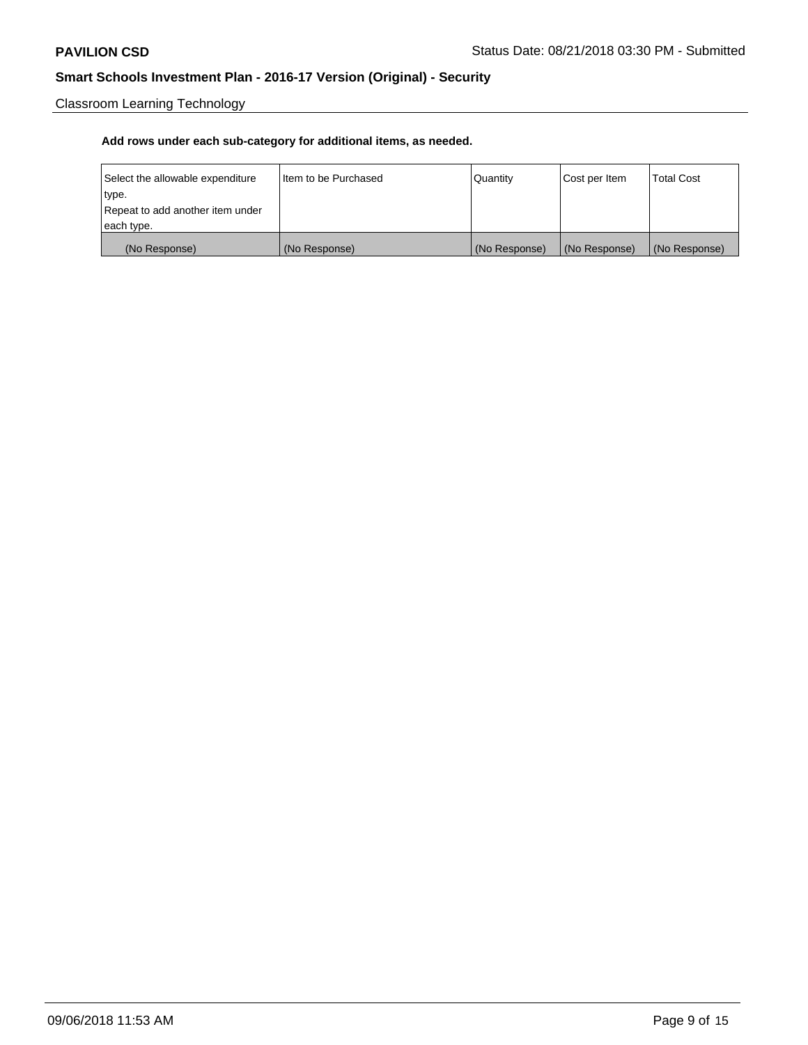Classroom Learning Technology

**Add rows under each sub-category for additional items, as needed.**

| Select the allowable expenditure type. Repeat to add another item under each type. | Item to be Purchased | Quantity | Cost per Item | Total Cost |
|---|---|---|---|---|
| (No Response) | (No Response) | (No Response) | (No Response) | (No Response) |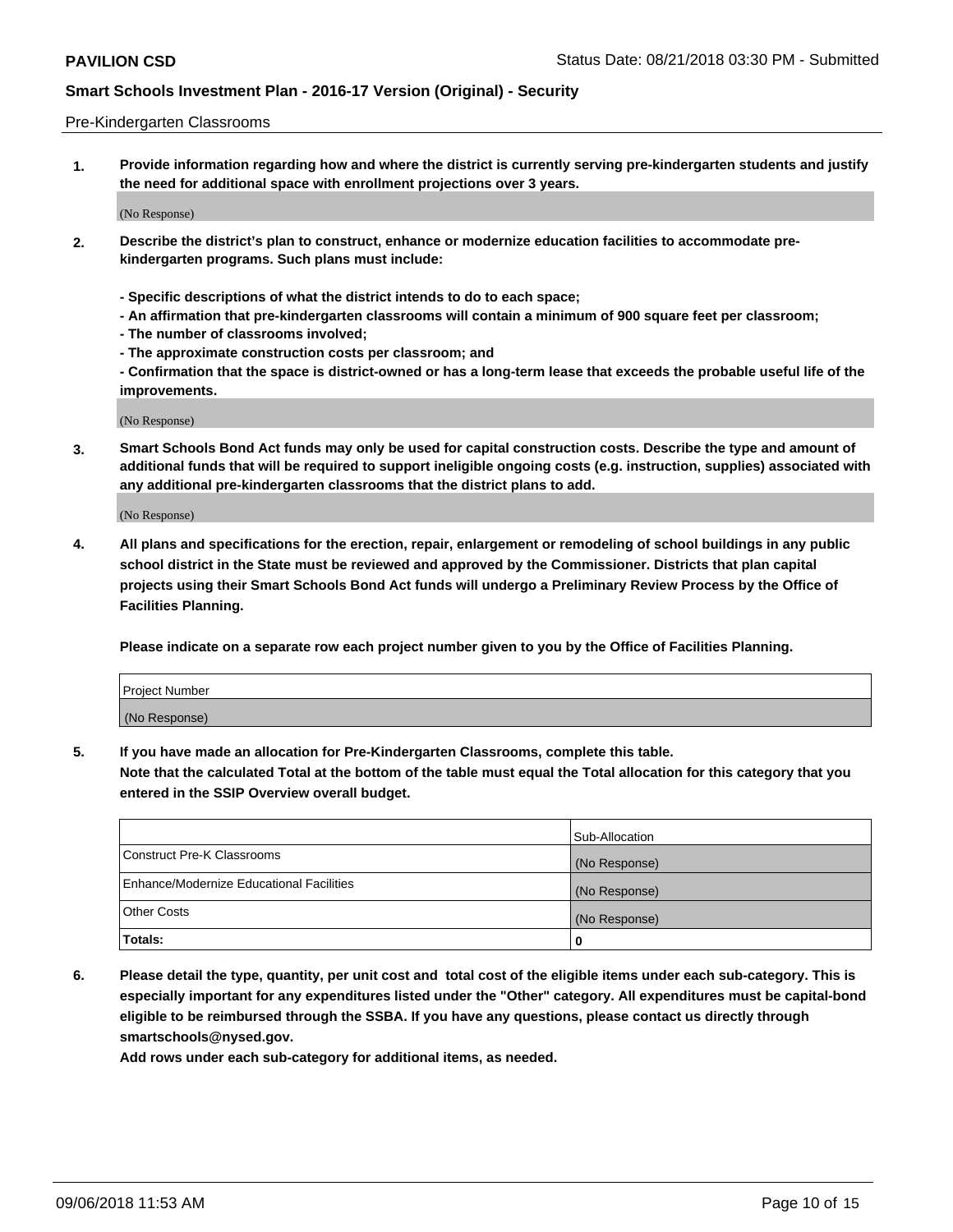Pre-Kindergarten Classrooms

**1. Provide information regarding how and where the district is currently serving pre-kindergarten students and justify the need for additional space with enrollment projections over 3 years.**

(No Response)

**2. Describe the district's plan to construct, enhance or modernize education facilities to accommodate pre-kindergarten programs. Such plans must include:**

**- Specific descriptions of what the district intends to do to each space;**
**- An affirmation that pre-kindergarten classrooms will contain a minimum of 900 square feet per classroom;**
**- The number of classrooms involved;**
**- The approximate construction costs per classroom; and**
**- Confirmation that the space is district-owned or has a long-term lease that exceeds the probable useful life of the improvements.**

(No Response)

**3. Smart Schools Bond Act funds may only be used for capital construction costs. Describe the type and amount of additional funds that will be required to support ineligible ongoing costs (e.g. instruction, supplies) associated with any additional pre-kindergarten classrooms that the district plans to add.**

(No Response)

**4. All plans and specifications for the erection, repair, enlargement or remodeling of school buildings in any public school district in the State must be reviewed and approved by the Commissioner. Districts that plan capital projects using their Smart Schools Bond Act funds will undergo a Preliminary Review Process by the Office of Facilities Planning.**

**Please indicate on a separate row each project number given to you by the Office of Facilities Planning.**

| Project Number |
| --- |
| (No Response) |

**5. If you have made an allocation for Pre-Kindergarten Classrooms, complete this table.**
**Note that the calculated Total at the bottom of the table must equal the Total allocation for this category that you entered in the SSIP Overview overall budget.**

| | Sub-Allocation |
| --- | --- |
| Construct Pre-K Classrooms | (No Response) |
| Enhance/Modernize Educational Facilities | (No Response) |
| Other Costs | (No Response) |
| **Totals:** | **0** |

**6. Please detail the type, quantity, per unit cost and total cost of the eligible items under each sub-category. This is especially important for any expenditures listed under the "Other" category. All expenditures must be capital-bond eligible to be reimbursed through the SSBA. If you have any questions, please contact us directly through smartschools@nysed.gov.**
**Add rows under each sub-category for additional items, as needed.**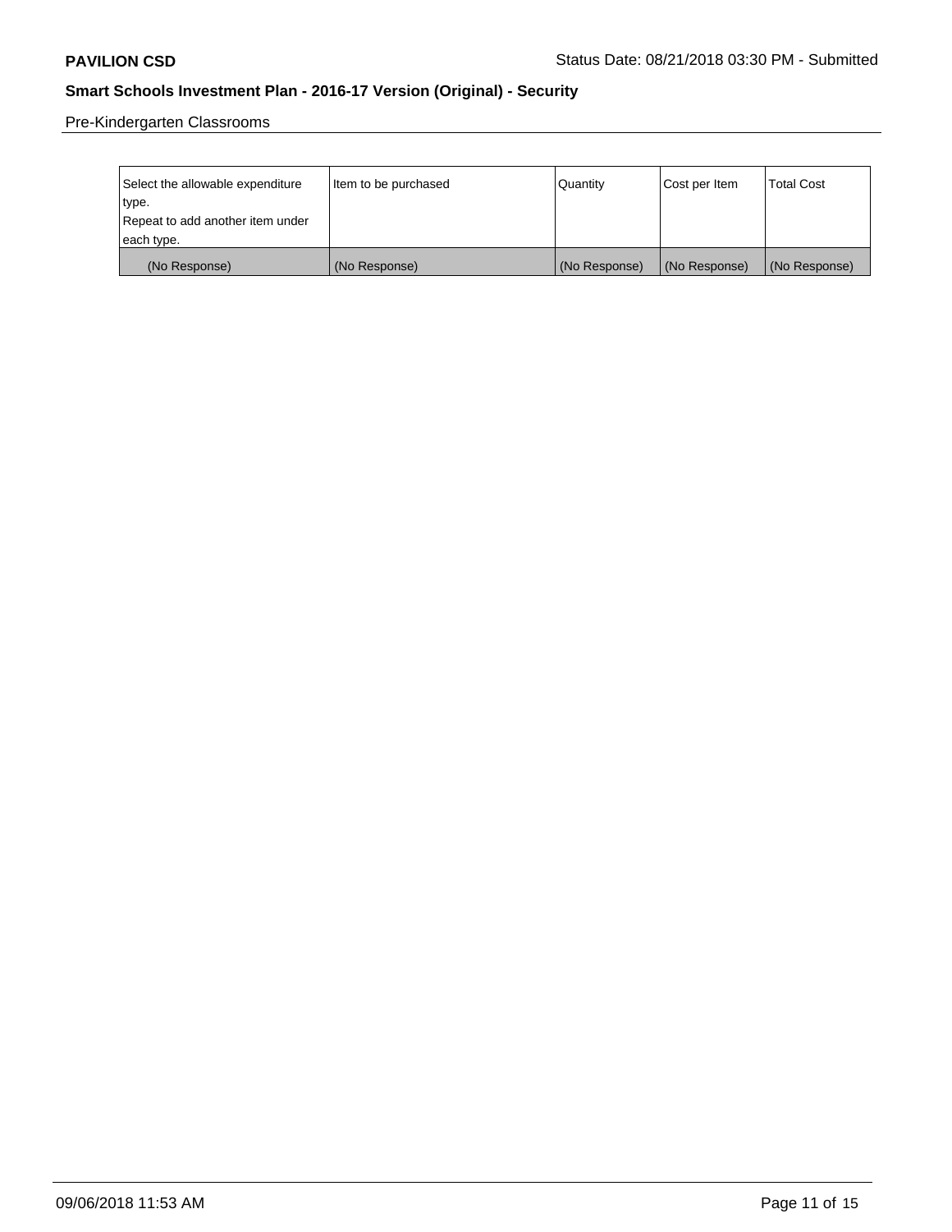Pre-Kindergarten Classrooms

| Select the allowable expenditure type. Repeat to add another item under each type. | Item to be purchased | Quantity | Cost per Item | Total Cost |
|---|---|---|---|---|
| (No Response) | (No Response) | (No Response) | (No Response) | (No Response) |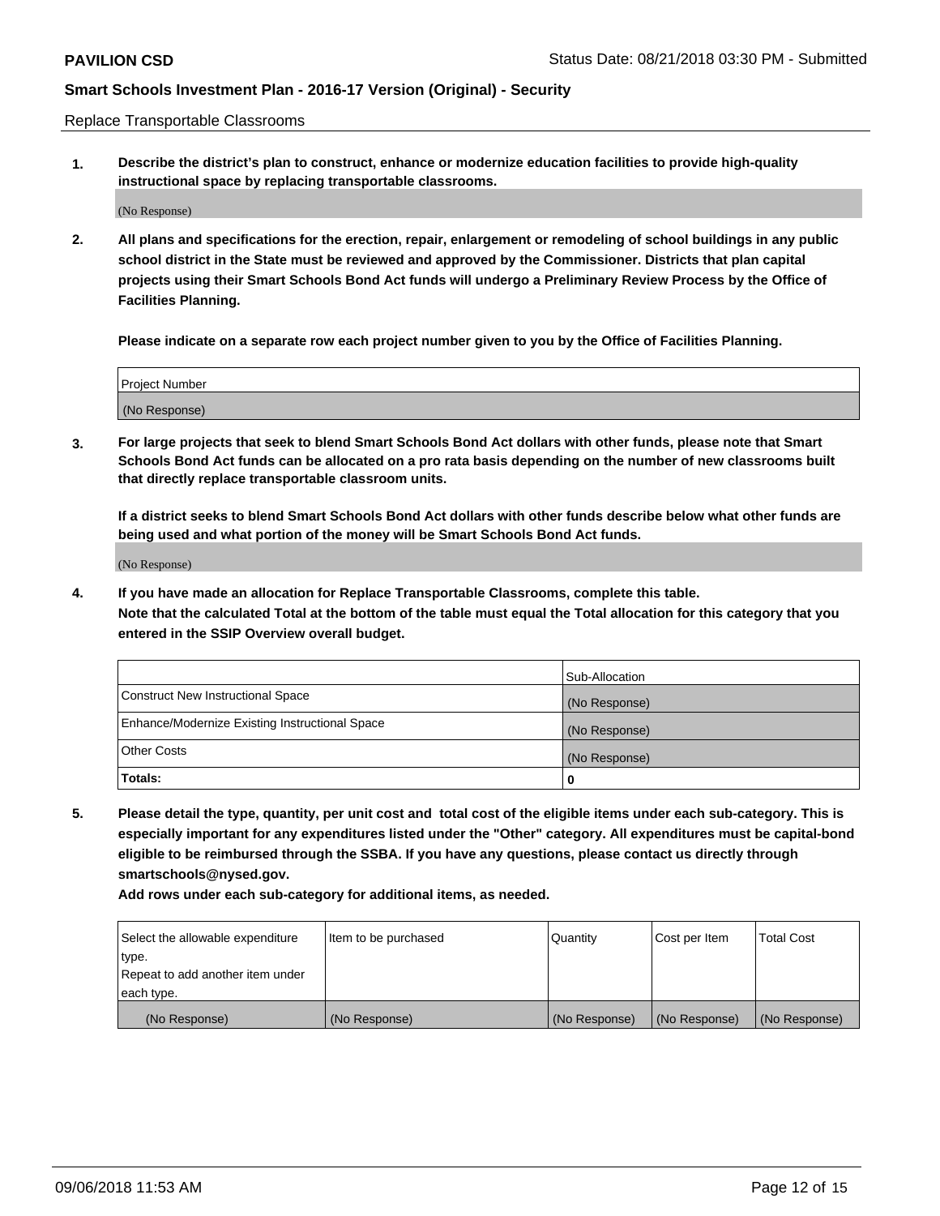Replace Transportable Classrooms

**1. Describe the district's plan to construct, enhance or modernize education facilities to provide high-quality instructional space by replacing transportable classrooms.**

(No Response)

**2. All plans and specifications for the erection, repair, enlargement or remodeling of school buildings in any public school district in the State must be reviewed and approved by the Commissioner. Districts that plan capital projects using their Smart Schools Bond Act funds will undergo a Preliminary Review Process by the Office of Facilities Planning.**

**Please indicate on a separate row each project number given to you by the Office of Facilities Planning.**

| Project Number |
|---|
| (No Response) |

**3. For large projects that seek to blend Smart Schools Bond Act dollars with other funds, please note that Smart Schools Bond Act funds can be allocated on a pro rata basis depending on the number of new classrooms built that directly replace transportable classroom units.**

**If a district seeks to blend Smart Schools Bond Act dollars with other funds describe below what other funds are being used and what portion of the money will be Smart Schools Bond Act funds.**

(No Response)

**4. If you have made an allocation for Replace Transportable Classrooms, complete this table. Note that the calculated Total at the bottom of the table must equal the Total allocation for this category that you entered in the SSIP Overview overall budget.**

| | Sub-Allocation |
|---|---|
| Construct New Instructional Space | (No Response) |
| Enhance/Modernize Existing Instructional Space | (No Response) |
| Other Costs | (No Response) |
| **Totals:** | **0** |

**5. Please detail the type, quantity, per unit cost and total cost of the eligible items under each sub-category. This is especially important for any expenditures listed under the "Other" category. All expenditures must be capital-bond eligible to be reimbursed through the SSBA. If you have any questions, please contact us directly through smartschools@nysed.gov.**

**Add rows under each sub-category for additional items, as needed.**

| Select the allowable expenditure type. Repeat to add another item under each type. | Item to be purchased | Quantity | Cost per Item | Total Cost |
|---|---|---|---|---|
| (No Response) | (No Response) | (No Response) | (No Response) | (No Response) |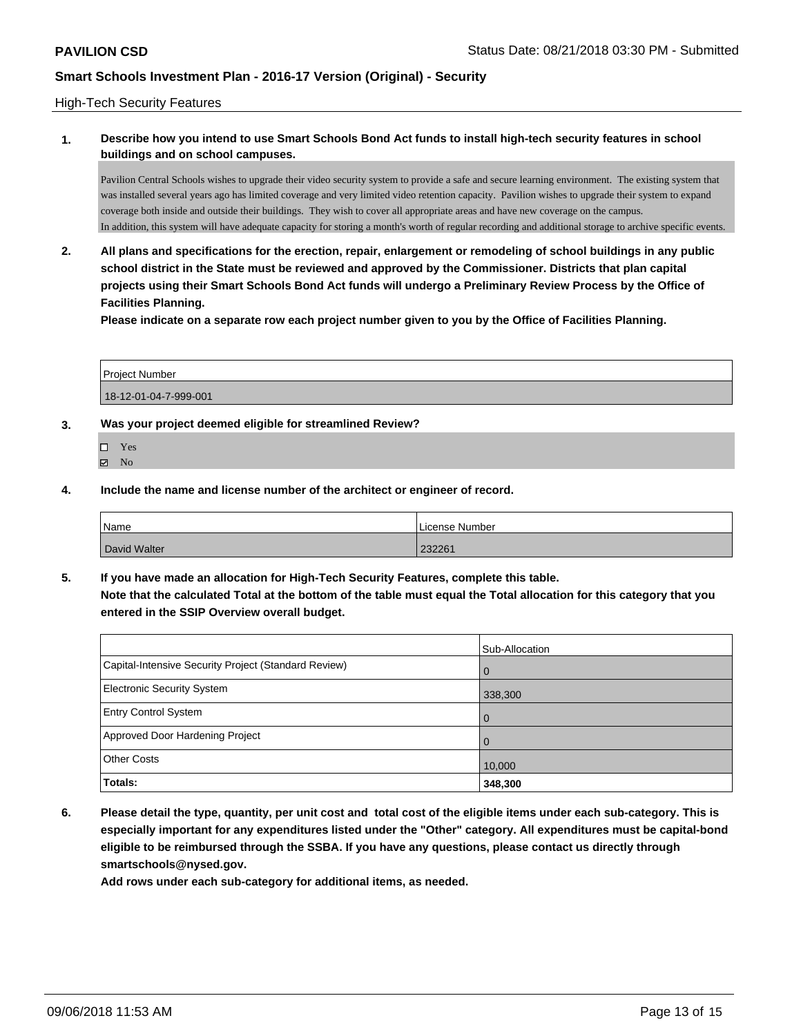**PAVILION CSD**

Status Date: 08/21/2018 03:30 PM - Submitted

**Smart Schools Investment Plan - 2016-17 Version (Original) - Security**

High-Tech Security Features

**1. Describe how you intend to use Smart Schools Bond Act funds to install high-tech security features in school buildings and on school campuses.**

Pavilion Central Schools wishes to upgrade their video security system to provide a safe and secure learning environment. The existing system that was installed several years ago has limited coverage and very limited video retention capacity. Pavilion wishes to upgrade their system to expand coverage both inside and outside their buildings. They wish to cover all appropriate areas and have new coverage on the campus.
In addition, this system will have adequate capacity for storing a month's worth of regular recording and additional storage to archive specific events.

**2. All plans and specifications for the erection, repair, enlargement or remodeling of school buildings in any public school district in the State must be reviewed and approved by the Commissioner. Districts that plan capital projects using their Smart Schools Bond Act funds will undergo a Preliminary Review Process by the Office of Facilities Planning.**

**Please indicate on a separate row each project number given to you by the Office of Facilities Planning.**

| Project Number |
| --- |
| 18-12-01-04-7-999-001 |

**3. Was your project deemed eligible for streamlined Review?**

- ☐ Yes
- ☑ No

**4. Include the name and license number of the architect or engineer of record.**

| Name | License Number |
| --- | --- |
| David Walter | 232261 |

**5. If you have made an allocation for High-Tech Security Features, complete this table.**
**Note that the calculated Total at the bottom of the table must equal the Total allocation for this category that you entered in the SSIP Overview overall budget.**

| | Sub-Allocation |
| --- | --- |
| Capital-Intensive Security Project (Standard Review) | 0 |
| Electronic Security System | 338,300 |
| Entry Control System | 0 |
| Approved Door Hardening Project | 0 |
| Other Costs | 10,000 |
| **Totals:** | **348,300** |

**6. Please detail the type, quantity, per unit cost and total cost of the eligible items under each sub-category. This is especially important for any expenditures listed under the "Other" category. All expenditures must be capital-bond eligible to be reimbursed through the SSBA. If you have any questions, please contact us directly through smartschools@nysed.gov.**

**Add rows under each sub-category for additional items, as needed.**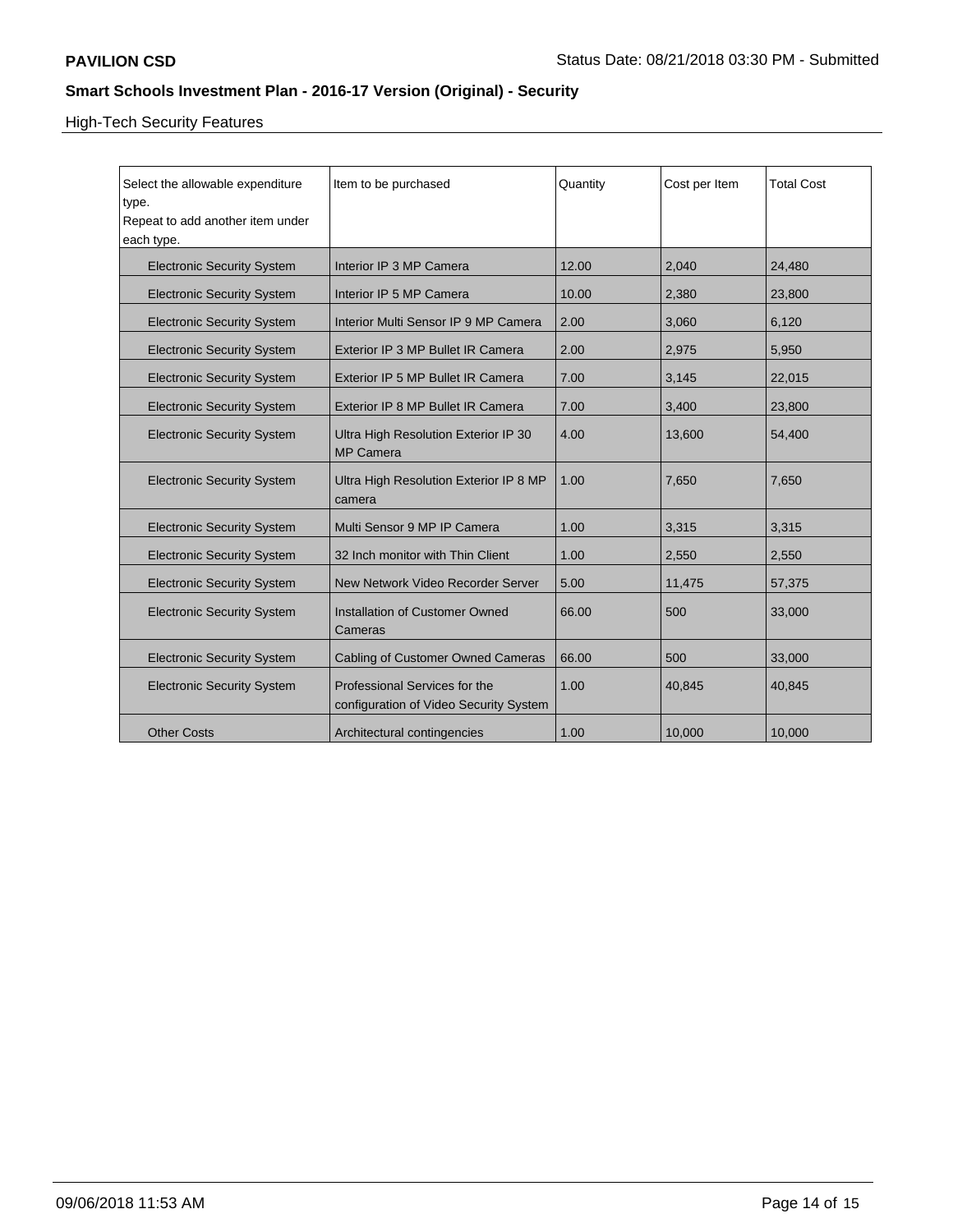## High-Tech Security Features

| Select the allowable expenditure type. Repeat to add another item under each type. | Item to be purchased | Quantity | Cost per Item | Total Cost |
|---|---|---|---|---|
| Electronic Security System | Interior IP 3 MP Camera | 12.00 | 2,040 | 24,480 |
| Electronic Security System | Interior IP 5 MP Camera | 10.00 | 2,380 | 23,800 |
| Electronic Security System | Interior Multi Sensor IP 9 MP Camera | 2.00 | 3,060 | 6,120 |
| Electronic Security System | Exterior IP 3 MP Bullet IR Camera | 2.00 | 2,975 | 5,950 |
| Electronic Security System | Exterior IP 5 MP Bullet IR Camera | 7.00 | 3,145 | 22,015 |
| Electronic Security System | Exterior IP 8 MP Bullet IR Camera | 7.00 | 3,400 | 23,800 |
| Electronic Security System | Ultra High Resolution Exterior IP 30 MP Camera | 4.00 | 13,600 | 54,400 |
| Electronic Security System | Ultra High Resolution Exterior IP 8 MP camera | 1.00 | 7,650 | 7,650 |
| Electronic Security System | Multi Sensor 9 MP IP Camera | 1.00 | 3,315 | 3,315 |
| Electronic Security System | 32 Inch monitor with Thin Client | 1.00 | 2,550 | 2,550 |
| Electronic Security System | New Network Video Recorder Server | 5.00 | 11,475 | 57,375 |
| Electronic Security System | Installation of Customer Owned Cameras | 66.00 | 500 | 33,000 |
| Electronic Security System | Cabling of Customer Owned Cameras | 66.00 | 500 | 33,000 |
| Electronic Security System | Professional Services for the configuration of Video Security System | 1.00 | 40,845 | 40,845 |
| Other Costs | Architectural contingencies | 1.00 | 10,000 | 10,000 |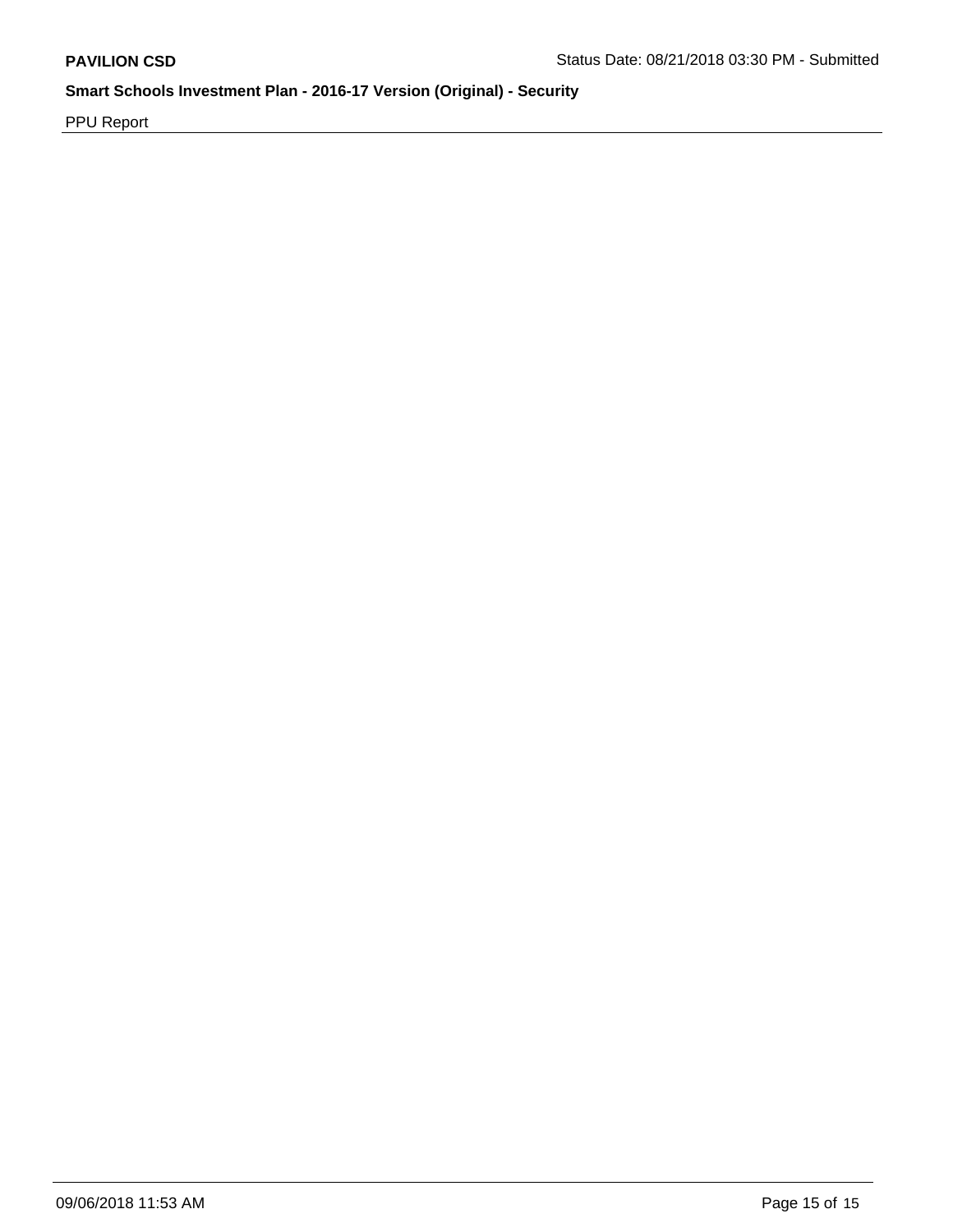**PAVILION CSD**

Status Date: 08/21/2018 03:30 PM - Submitted

**Smart Schools Investment Plan - 2016-17 Version (Original) - Security**

PPU Report